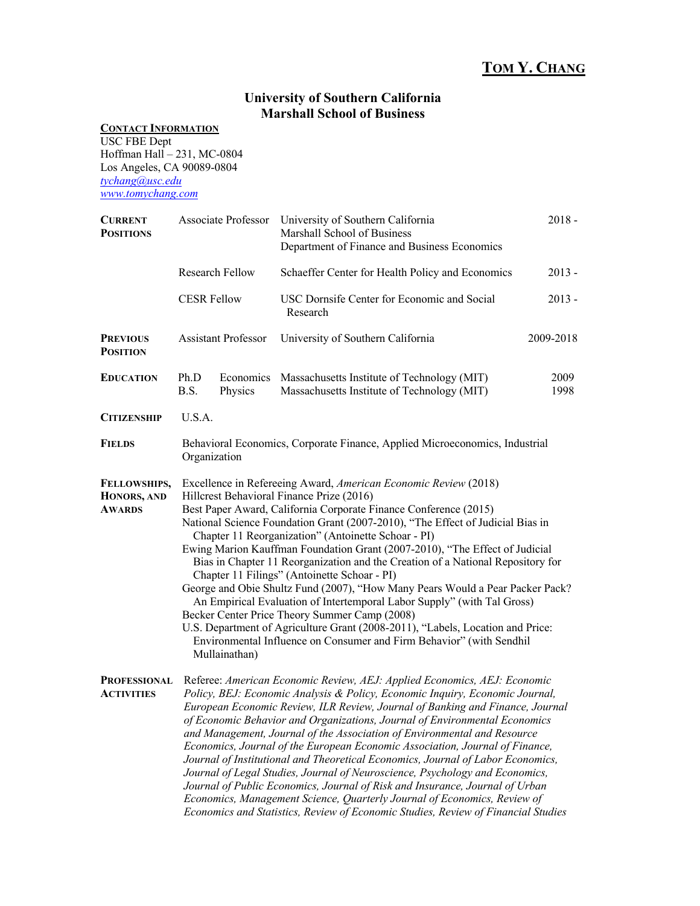# Tom Y. Chang

## University of Southern California
## Marshall School of Business

**Contact Information**

USC FBE Dept
Hoffman Hall – 231, MC-0804
Los Angeles, CA 90089-0804
*tychang@usc.edu*
*www.tomychang.com*

**Current Positions**

| | | | |
|---|---|---|---|
| Associate Professor | University of Southern California<br>Marshall School of Business<br>Department of Finance and Business Economics | 2018 - |
| Research Fellow | Schaeffer Center for Health Policy and Economics | 2013 - |
| CESR Fellow | USC Dornsife Center for Economic and Social Research | 2013 - |

**Previous Position**

| | | |
|---|---|---|
| Assistant Professor | University of Southern California | 2009-2018 |

**Education**

| | | | |
|---|---|---|---|
| Ph.D | Economics | Massachusetts Institute of Technology (MIT) | 2009 |
| B.S. | Physics | Massachusetts Institute of Technology (MIT) | 1998 |

**Citizenship**

U.S.A.

**Fields**

Behavioral Economics, Corporate Finance, Applied Microeconomics, Industrial Organization

**Fellowships, Honors, and Awards**

Excellence in Refereeing Award, *American Economic Review* (2018)
Hillcrest Behavioral Finance Prize (2016)
Best Paper Award, California Corporate Finance Conference (2015)
National Science Foundation Grant (2007-2010), "The Effect of Judicial Bias in Chapter 11 Reorganization" (Antoinette Schoar - PI)
Ewing Marion Kauffman Foundation Grant (2007-2010), "The Effect of Judicial Bias in Chapter 11 Reorganization and the Creation of a National Repository for Chapter 11 Filings" (Antoinette Schoar - PI)
George and Obie Shultz Fund (2007), "How Many Pears Would a Pear Packer Pack? An Empirical Evaluation of Intertemporal Labor Supply" (with Tal Gross)
Becker Center Price Theory Summer Camp (2008)
U.S. Department of Agriculture Grant (2008-2011), "Labels, Location and Price: Environmental Influence on Consumer and Firm Behavior" (with Sendhil Mullainathan)

**Professional Activities**

Referee: *American Economic Review, AEJ: Applied Economics, AEJ: Economic Policy, BEJ: Economic Analysis & Policy, Economic Inquiry, Economic Journal, European Economic Review, ILR Review, Journal of Banking and Finance, Journal of Economic Behavior and Organizations, Journal of Environmental Economics and Management, Journal of the Association of Environmental and Resource Economics, Journal of the European Economic Association, Journal of Finance, Journal of Institutional and Theoretical Economics, Journal of Labor Economics, Journal of Legal Studies, Journal of Neuroscience, Psychology and Economics, Journal of Public Economics, Journal of Risk and Insurance, Journal of Urban Economics, Management Science, Quarterly Journal of Economics, Review of Economics and Statistics, Review of Economic Studies, Review of Financial Studies*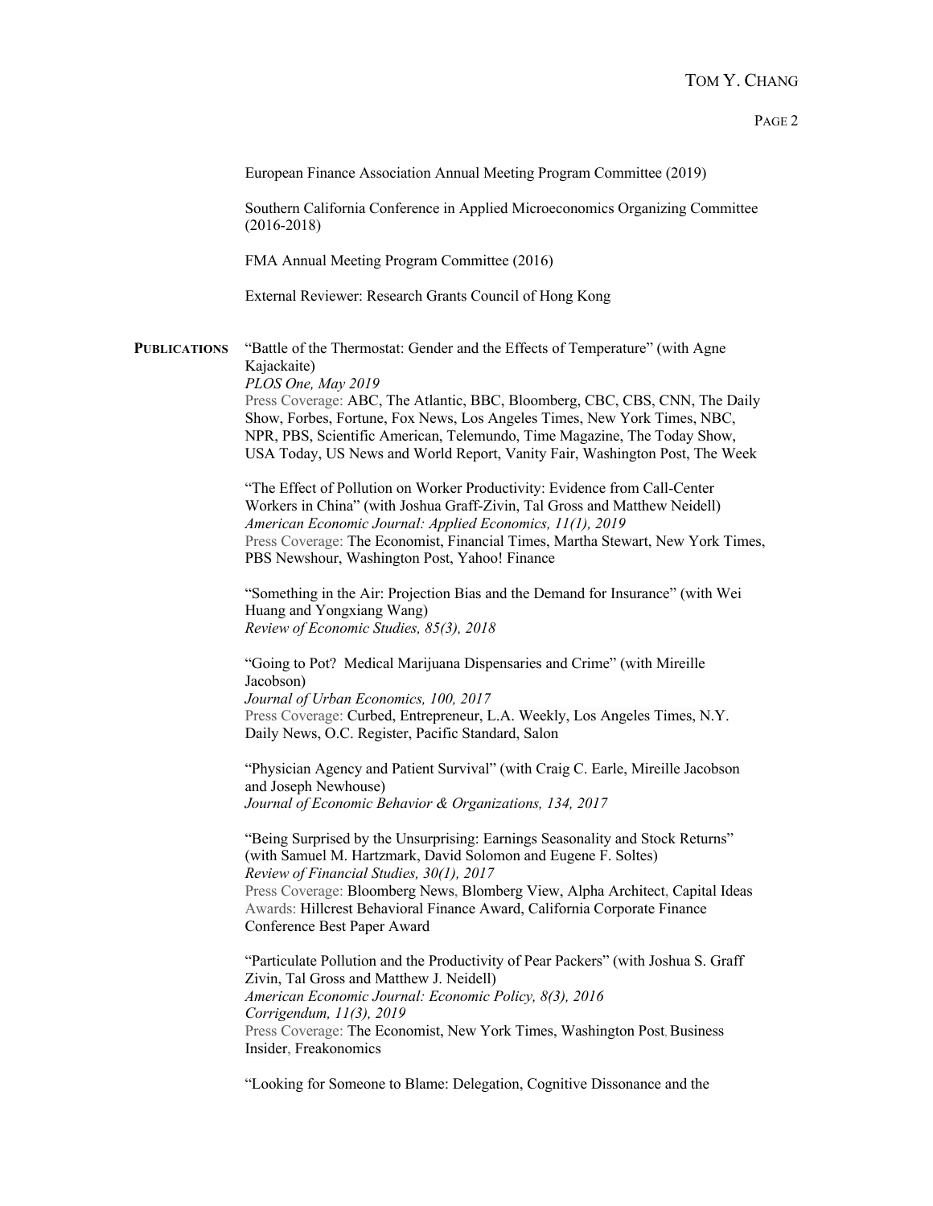European Finance Association Annual Meeting Program Committee (2019)

Southern California Conference in Applied Microeconomics Organizing Committee (2016-2018)

FMA Annual Meeting Program Committee (2016)

External Reviewer: Research Grants Council of Hong Kong

## PUBLICATIONS

"Battle of the Thermostat: Gender and the Effects of Temperature" (with Agne Kajackaite)
*PLOS One, May 2019*
Press Coverage: ABC, The Atlantic, BBC, Bloomberg, CBC, CBS, CNN, The Daily Show, Forbes, Fortune, Fox News, Los Angeles Times, New York Times, NBC, NPR, PBS, Scientific American, Telemundo, Time Magazine, The Today Show, USA Today, US News and World Report, Vanity Fair, Washington Post, The Week

"The Effect of Pollution on Worker Productivity: Evidence from Call-Center Workers in China" (with Joshua Graff-Zivin, Tal Gross and Matthew Neidell)
*American Economic Journal: Applied Economics, 11(1), 2019*
Press Coverage: The Economist, Financial Times, Martha Stewart, New York Times, PBS Newshour, Washington Post, Yahoo! Finance

"Something in the Air: Projection Bias and the Demand for Insurance" (with Wei Huang and Yongxiang Wang)
*Review of Economic Studies, 85(3), 2018*

"Going to Pot? Medical Marijuana Dispensaries and Crime" (with Mireille Jacobson)
*Journal of Urban Economics, 100, 2017*
Press Coverage: Curbed, Entrepreneur, L.A. Weekly, Los Angeles Times, N.Y. Daily News, O.C. Register, Pacific Standard, Salon

"Physician Agency and Patient Survival" (with Craig C. Earle, Mireille Jacobson and Joseph Newhouse)
*Journal of Economic Behavior & Organizations, 134, 2017*

"Being Surprised by the Unsurprising: Earnings Seasonality and Stock Returns" (with Samuel M. Hartzmark, David Solomon and Eugene F. Soltes)
*Review of Financial Studies, 30(1), 2017*
Press Coverage: Bloomberg News, Blomberg View, Alpha Architect, Capital Ideas
Awards: Hillcrest Behavioral Finance Award, California Corporate Finance Conference Best Paper Award

"Particulate Pollution and the Productivity of Pear Packers" (with Joshua S. Graff Zivin, Tal Gross and Matthew J. Neidell)
*American Economic Journal: Economic Policy, 8(3), 2016*
*Corrigendum, 11(3), 2019*
Press Coverage: The Economist, New York Times, Washington Post, Business Insider, Freakonomics

"Looking for Someone to Blame: Delegation, Cognitive Dissonance and the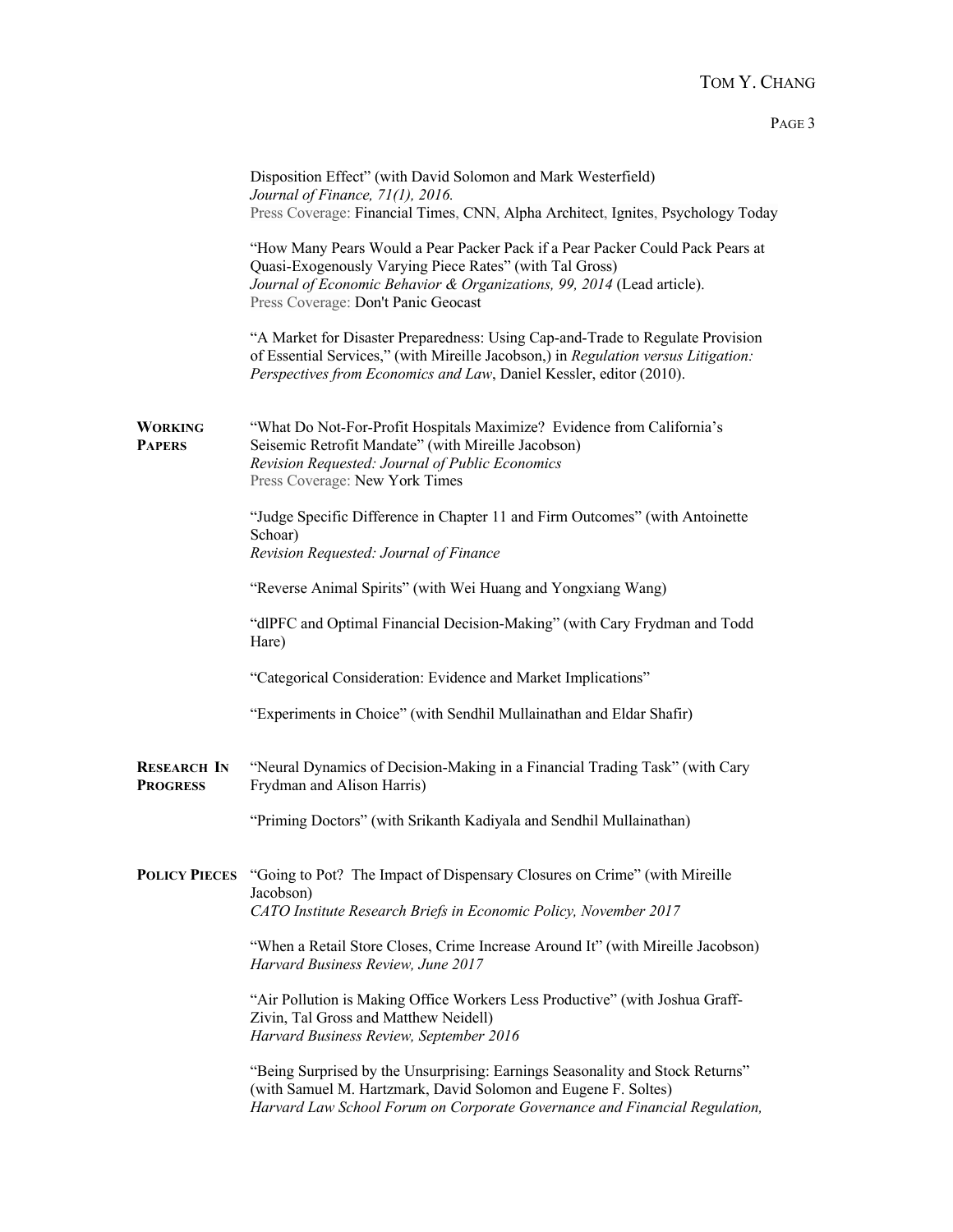Disposition Effect" (with David Solomon and Mark Westerfield)
*Journal of Finance, 71(1), 2016.*
Press Coverage: Financial Times, CNN, Alpha Architect, Ignites, Psychology Today

"How Many Pears Would a Pear Packer Pack if a Pear Packer Could Pack Pears at Quasi-Exogenously Varying Piece Rates" (with Tal Gross)
*Journal of Economic Behavior & Organizations, 99, 2014* (Lead article).
Press Coverage: Don't Panic Geocast

"A Market for Disaster Preparedness: Using Cap-and-Trade to Regulate Provision of Essential Services," (with Mireille Jacobson,) in *Regulation versus Litigation: Perspectives from Economics and Law*, Daniel Kessler, editor (2010).

## WORKING PAPERS

"What Do Not-For-Profit Hospitals Maximize? Evidence from California's Seisemic Retrofit Mandate" (with Mireille Jacobson)
*Revision Requested: Journal of Public Economics*
Press Coverage: New York Times

"Judge Specific Difference in Chapter 11 and Firm Outcomes" (with Antoinette Schoar)
*Revision Requested: Journal of Finance*

"Reverse Animal Spirits" (with Wei Huang and Yongxiang Wang)

"dlPFC and Optimal Financial Decision-Making" (with Cary Frydman and Todd Hare)

"Categorical Consideration: Evidence and Market Implications"

"Experiments in Choice" (with Sendhil Mullainathan and Eldar Shafir)

## RESEARCH IN PROGRESS

"Neural Dynamics of Decision-Making in a Financial Trading Task" (with Cary Frydman and Alison Harris)

"Priming Doctors" (with Srikanth Kadiyala and Sendhil Mullainathan)

## POLICY PIECES

"Going to Pot? The Impact of Dispensary Closures on Crime" (with Mireille Jacobson)
*CATO Institute Research Briefs in Economic Policy, November 2017*

"When a Retail Store Closes, Crime Increase Around It" (with Mireille Jacobson)
*Harvard Business Review, June 2017*

"Air Pollution is Making Office Workers Less Productive" (with Joshua Graff-Zivin, Tal Gross and Matthew Neidell)
*Harvard Business Review, September 2016*

"Being Surprised by the Unsurprising: Earnings Seasonality and Stock Returns" (with Samuel M. Hartzmark, David Solomon and Eugene F. Soltes)
*Harvard Law School Forum on Corporate Governance and Financial Regulation,*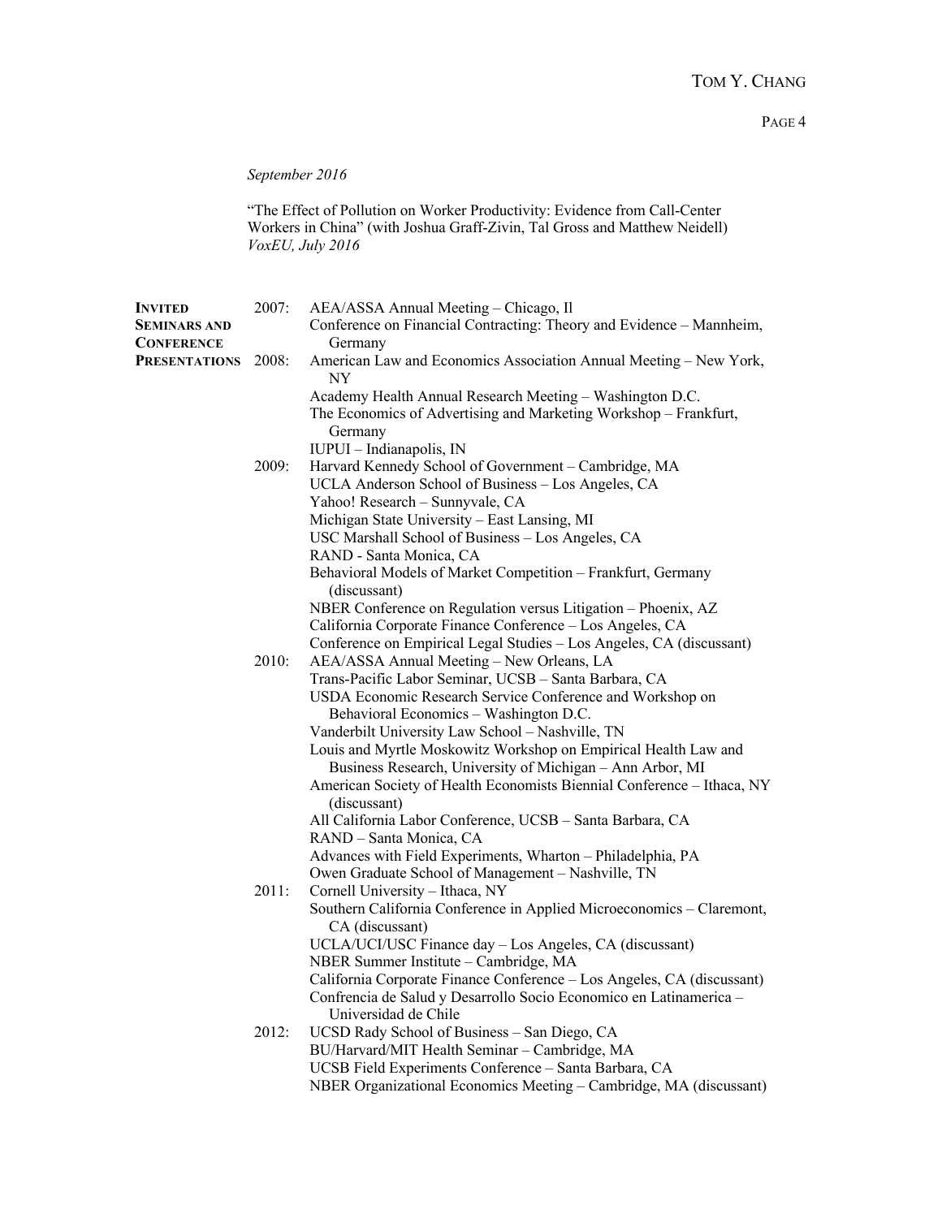*September 2016*

"The Effect of Pollution on Worker Productivity: Evidence from Call-Center Workers in China" (with Joshua Graff-Zivin, Tal Gross and Matthew Neidell)
*VoxEU, July 2016*

## Invited Seminars and Conference Presentations

**2007:**
- AEA/ASSA Annual Meeting – Chicago, Il
- Conference on Financial Contracting: Theory and Evidence – Mannheim, Germany

**2008:**
- American Law and Economics Association Annual Meeting – New York, NY
- Academy Health Annual Research Meeting – Washington D.C.
- The Economics of Advertising and Marketing Workshop – Frankfurt, Germany
- IUPUI – Indianapolis, IN

**2009:**
- Harvard Kennedy School of Government – Cambridge, MA
- UCLA Anderson School of Business – Los Angeles, CA
- Yahoo! Research – Sunnyvale, CA
- Michigan State University – East Lansing, MI
- USC Marshall School of Business – Los Angeles, CA
- RAND - Santa Monica, CA
- Behavioral Models of Market Competition – Frankfurt, Germany (discussant)
- NBER Conference on Regulation versus Litigation – Phoenix, AZ
- California Corporate Finance Conference – Los Angeles, CA
- Conference on Empirical Legal Studies – Los Angeles, CA (discussant)

**2010:**
- AEA/ASSA Annual Meeting – New Orleans, LA
- Trans-Pacific Labor Seminar, UCSB – Santa Barbara, CA
- USDA Economic Research Service Conference and Workshop on Behavioral Economics – Washington D.C.
- Vanderbilt University Law School – Nashville, TN
- Louis and Myrtle Moskowitz Workshop on Empirical Health Law and Business Research, University of Michigan – Ann Arbor, MI
- American Society of Health Economists Biennial Conference – Ithaca, NY (discussant)
- All California Labor Conference, UCSB – Santa Barbara, CA
- RAND – Santa Monica, CA
- Advances with Field Experiments, Wharton – Philadelphia, PA
- Owen Graduate School of Management – Nashville, TN

**2011:**
- Cornell University – Ithaca, NY
- Southern California Conference in Applied Microeconomics – Claremont, CA (discussant)
- UCLA/UCI/USC Finance day – Los Angeles, CA (discussant)
- NBER Summer Institute – Cambridge, MA
- California Corporate Finance Conference – Los Angeles, CA (discussant)
- Confrencia de Salud y Desarrollo Socio Economico en Latinamerica – Universidad de Chile

**2012:**
- UCSD Rady School of Business – San Diego, CA
- BU/Harvard/MIT Health Seminar – Cambridge, MA
- UCSB Field Experiments Conference – Santa Barbara, CA
- NBER Organizational Economics Meeting – Cambridge, MA (discussant)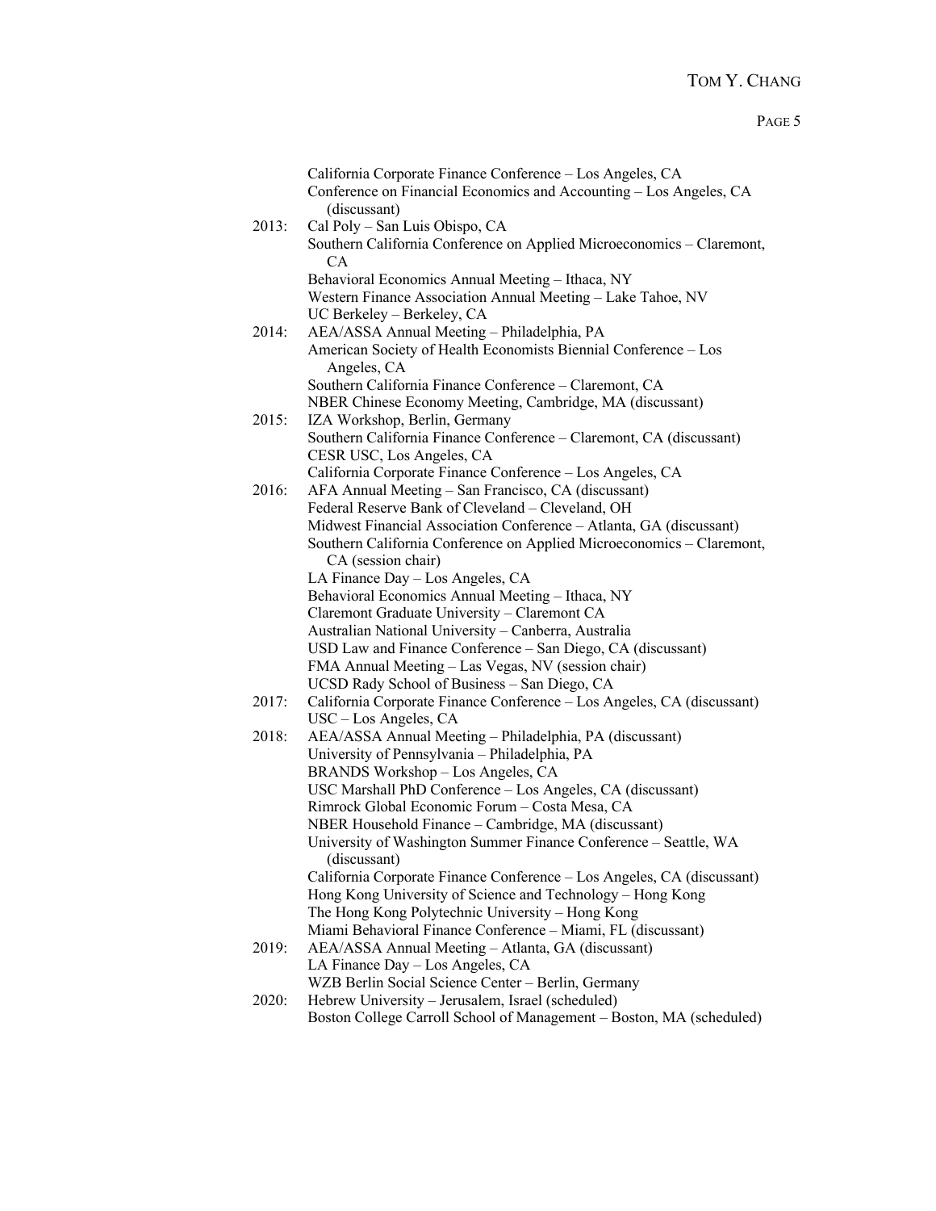California Corporate Finance Conference – Los Angeles, CA
Conference on Financial Economics and Accounting – Los Angeles, CA (discussant)

2013:
- Cal Poly – San Luis Obispo, CA
- Southern California Conference on Applied Microeconomics – Claremont, CA
- Behavioral Economics Annual Meeting – Ithaca, NY
- Western Finance Association Annual Meeting – Lake Tahoe, NV
- UC Berkeley – Berkeley, CA

2014:
- AEA/ASSA Annual Meeting – Philadelphia, PA
- American Society of Health Economists Biennial Conference – Los Angeles, CA
- Southern California Finance Conference – Claremont, CA
- NBER Chinese Economy Meeting, Cambridge, MA (discussant)

2015:
- IZA Workshop, Berlin, Germany
- Southern California Finance Conference – Claremont, CA (discussant)
- CESR USC, Los Angeles, CA
- California Corporate Finance Conference – Los Angeles, CA

2016:
- AFA Annual Meeting – San Francisco, CA (discussant)
- Federal Reserve Bank of Cleveland – Cleveland, OH
- Midwest Financial Association Conference – Atlanta, GA (discussant)
- Southern California Conference on Applied Microeconomics – Claremont, CA (session chair)
- LA Finance Day – Los Angeles, CA
- Behavioral Economics Annual Meeting – Ithaca, NY
- Claremont Graduate University – Claremont CA
- Australian National University – Canberra, Australia
- USD Law and Finance Conference – San Diego, CA (discussant)
- FMA Annual Meeting – Las Vegas, NV (session chair)
- UCSD Rady School of Business – San Diego, CA

2017:
- California Corporate Finance Conference – Los Angeles, CA (discussant)
- USC – Los Angeles, CA

2018:
- AEA/ASSA Annual Meeting – Philadelphia, PA (discussant)
- University of Pennsylvania – Philadelphia, PA
- BRANDS Workshop – Los Angeles, CA
- USC Marshall PhD Conference – Los Angeles, CA (discussant)
- Rimrock Global Economic Forum – Costa Mesa, CA
- NBER Household Finance – Cambridge, MA (discussant)
- University of Washington Summer Finance Conference – Seattle, WA (discussant)
- California Corporate Finance Conference – Los Angeles, CA (discussant)
- Hong Kong University of Science and Technology – Hong Kong
- The Hong Kong Polytechnic University – Hong Kong
- Miami Behavioral Finance Conference – Miami, FL (discussant)

2019:
- AEA/ASSA Annual Meeting – Atlanta, GA (discussant)
- LA Finance Day – Los Angeles, CA
- WZB Berlin Social Science Center – Berlin, Germany

2020:
- Hebrew University – Jerusalem, Israel (scheduled)
- Boston College Carroll School of Management – Boston, MA (scheduled)